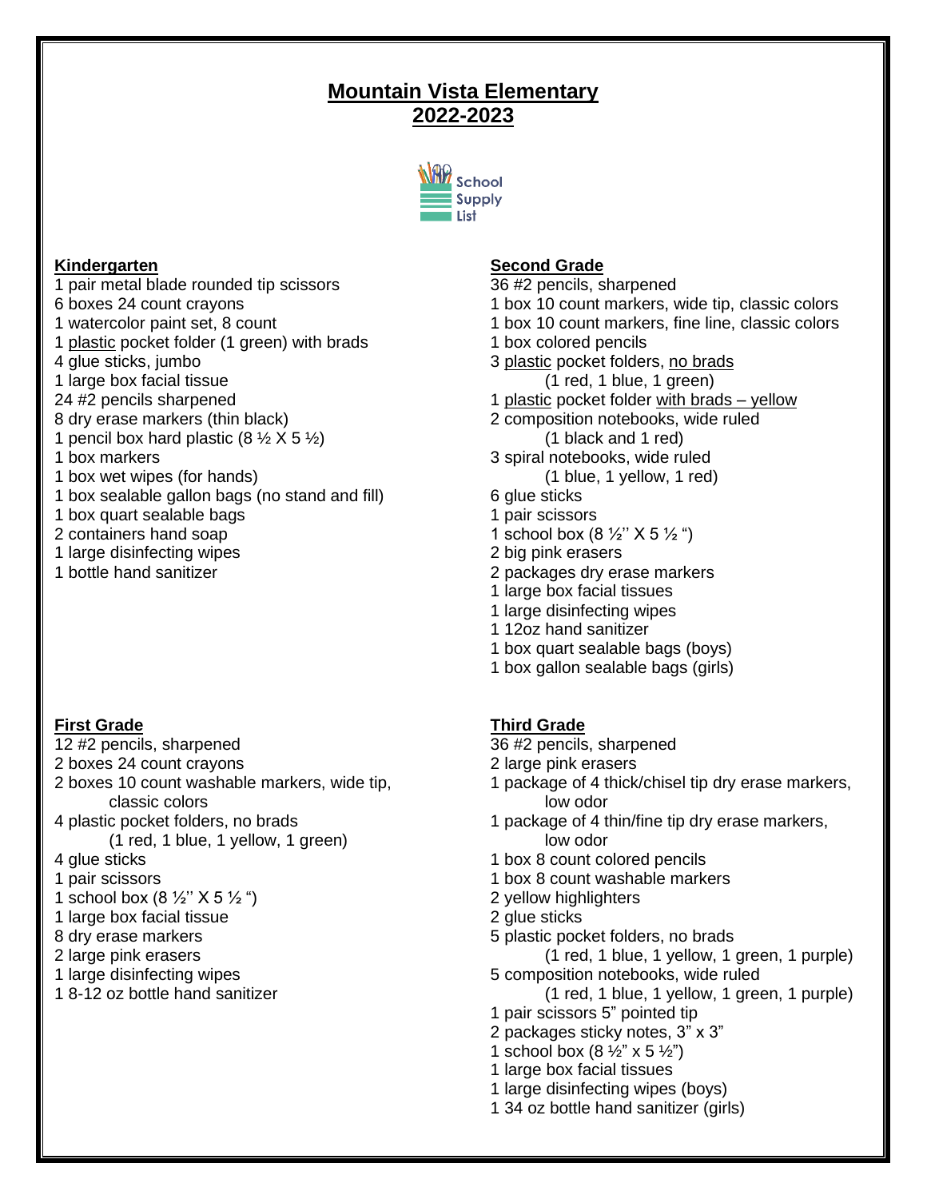# Mountain Vista Elementary
# 2022-2023

School Supply List

## Kindergarten

1 pair metal blade rounded tip scissors
6 boxes 24 count crayons
1 watercolor paint set, 8 count
1 plastic pocket folder (1 green) with brads
4 glue sticks, jumbo
1 large box facial tissue
24 #2 pencils sharpened
8 dry erase markers (thin black)
1 pencil box hard plastic (8 ½ X 5 ½)
1 box markers
1 box wet wipes (for hands)
1 box sealable gallon bags (no stand and fill)
1 box quart sealable bags
2 containers hand soap
1 large disinfecting wipes
1 bottle hand sanitizer

## First Grade

12 #2 pencils, sharpened
2 boxes 24 count crayons
2 boxes 10 count washable markers, wide tip, classic colors
4 plastic pocket folders, no brads (1 red, 1 blue, 1 yellow, 1 green)
4 glue sticks
1 pair scissors
1 school box (8 ½'' X 5 ½ ")
1 large box facial tissue
8 dry erase markers
2 large pink erasers
1 large disinfecting wipes
1 8-12 oz bottle hand sanitizer

## Second Grade

36 #2 pencils, sharpened
1 box 10 count markers, wide tip, classic colors
1 box 10 count markers, fine line, classic colors
1 box colored pencils
3 plastic pocket folders, no brads (1 red, 1 blue, 1 green)
1 plastic pocket folder with brads – yellow
2 composition notebooks, wide ruled (1 black and 1 red)
3 spiral notebooks, wide ruled (1 blue, 1 yellow, 1 red)
6 glue sticks
1 pair scissors
1 school box (8 ½'' X 5 ½ ")
2 big pink erasers
2 packages dry erase markers
1 large box facial tissues
1 large disinfecting wipes
1 12oz hand sanitizer
1 box quart sealable bags (boys)
1 box gallon sealable bags (girls)

## Third Grade

36 #2 pencils, sharpened
2 large pink erasers
1 package of 4 thick/chisel tip dry erase markers, low odor
1 package of 4 thin/fine tip dry erase markers, low odor
1 box 8 count colored pencils
1 box 8 count washable markers
2 yellow highlighters
2 glue sticks
5 plastic pocket folders, no brads (1 red, 1 blue, 1 yellow, 1 green, 1 purple)
5 composition notebooks, wide ruled (1 red, 1 blue, 1 yellow, 1 green, 1 purple)
1 pair scissors 5" pointed tip
2 packages sticky notes, 3" x 3"
1 school box (8 ½" x 5 ½")
1 large box facial tissues
1 large disinfecting wipes (boys)
1 34 oz bottle hand sanitizer (girls)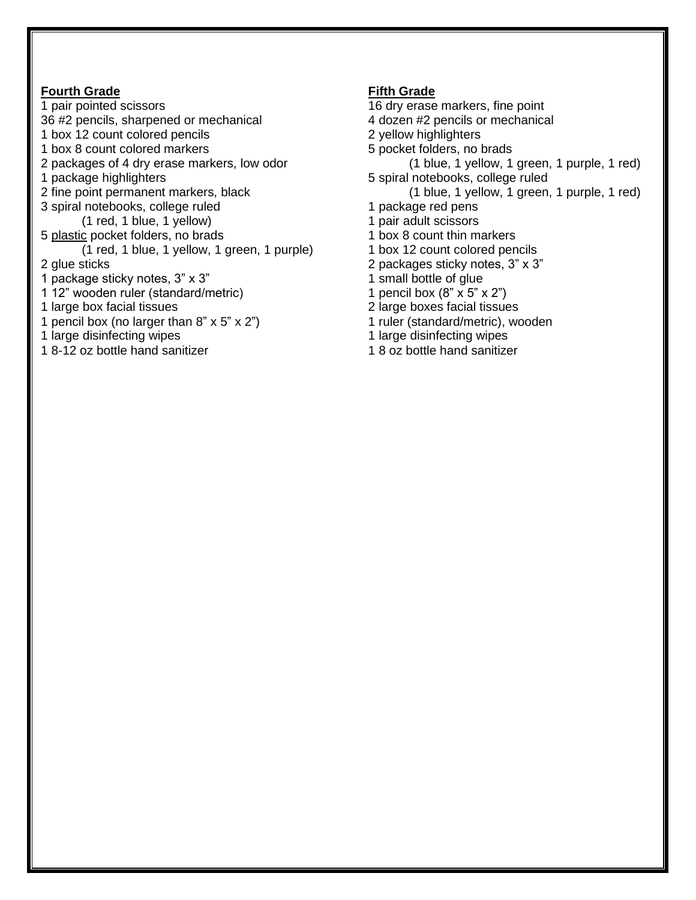**Fourth Grade**

1 pair pointed scissors
36 #2 pencils, sharpened or mechanical
1 box 12 count colored pencils
1 box 8 count colored markers
2 packages of 4 dry erase markers, low odor
1 package highlighters
2 fine point permanent markers, black
3 spiral notebooks, college ruled
(1 red, 1 blue, 1 yellow)
5 plastic pocket folders, no brads
(1 red, 1 blue, 1 yellow, 1 green, 1 purple)
2 glue sticks
1 package sticky notes, 3" x 3"
1 12" wooden ruler (standard/metric)
1 large box facial tissues
1 pencil box (no larger than 8" x 5" x 2")
1 large disinfecting wipes
1 8-12 oz bottle hand sanitizer

**Fifth Grade**

16 dry erase markers, fine point
4 dozen #2 pencils or mechanical
2 yellow highlighters
5 pocket folders, no brads
(1 blue, 1 yellow, 1 green, 1 purple, 1 red)
5 spiral notebooks, college ruled
(1 blue, 1 yellow, 1 green, 1 purple, 1 red)
1 package red pens
1 pair adult scissors
1 box 8 count thin markers
1 box 12 count colored pencils
2 packages sticky notes, 3" x 3"
1 small bottle of glue
1 pencil box (8" x 5" x 2")
2 large boxes facial tissues
1 ruler (standard/metric), wooden
1 large disinfecting wipes
1 8 oz bottle hand sanitizer